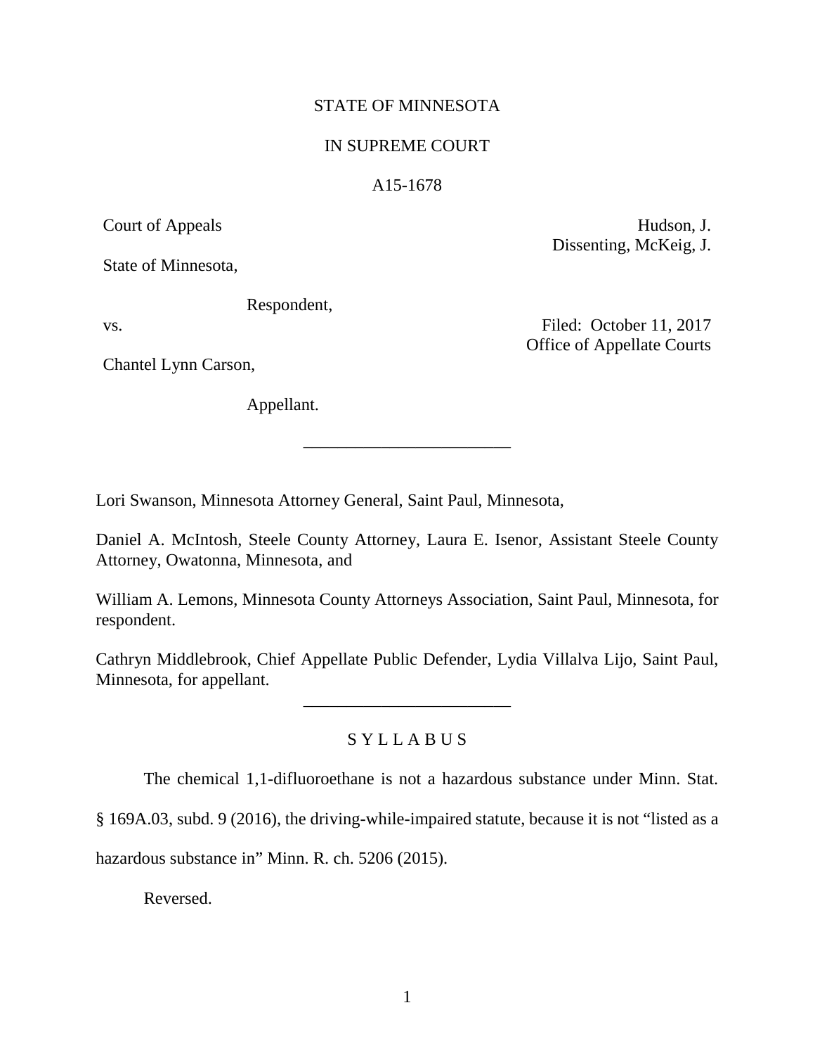STATE OF MINNESOTA

IN SUPREME COURT

A15-1678

Court of Appeals

Hudson, J.
Dissenting, McKeig, J.

State of Minnesota,

Respondent,

vs.

Filed: October 11, 2017
Office of Appellate Courts

Chantel Lynn Carson,

Appellant.

---

Lori Swanson, Minnesota Attorney General, Saint Paul, Minnesota,

Daniel A. McIntosh, Steele County Attorney, Laura E. Isenor, Assistant Steele County Attorney, Owatonna, Minnesota, and

William A. Lemons, Minnesota County Attorneys Association, Saint Paul, Minnesota, for respondent.

Cathryn Middlebrook, Chief Appellate Public Defender, Lydia Villalva Lijo, Saint Paul, Minnesota, for appellant.

---

S Y L L A B U S

The chemical 1,1-difluoroethane is not a hazardous substance under Minn. Stat. § 169A.03, subd. 9 (2016), the driving-while-impaired statute, because it is not "listed as a hazardous substance in" Minn. R. ch. 5206 (2015).

Reversed.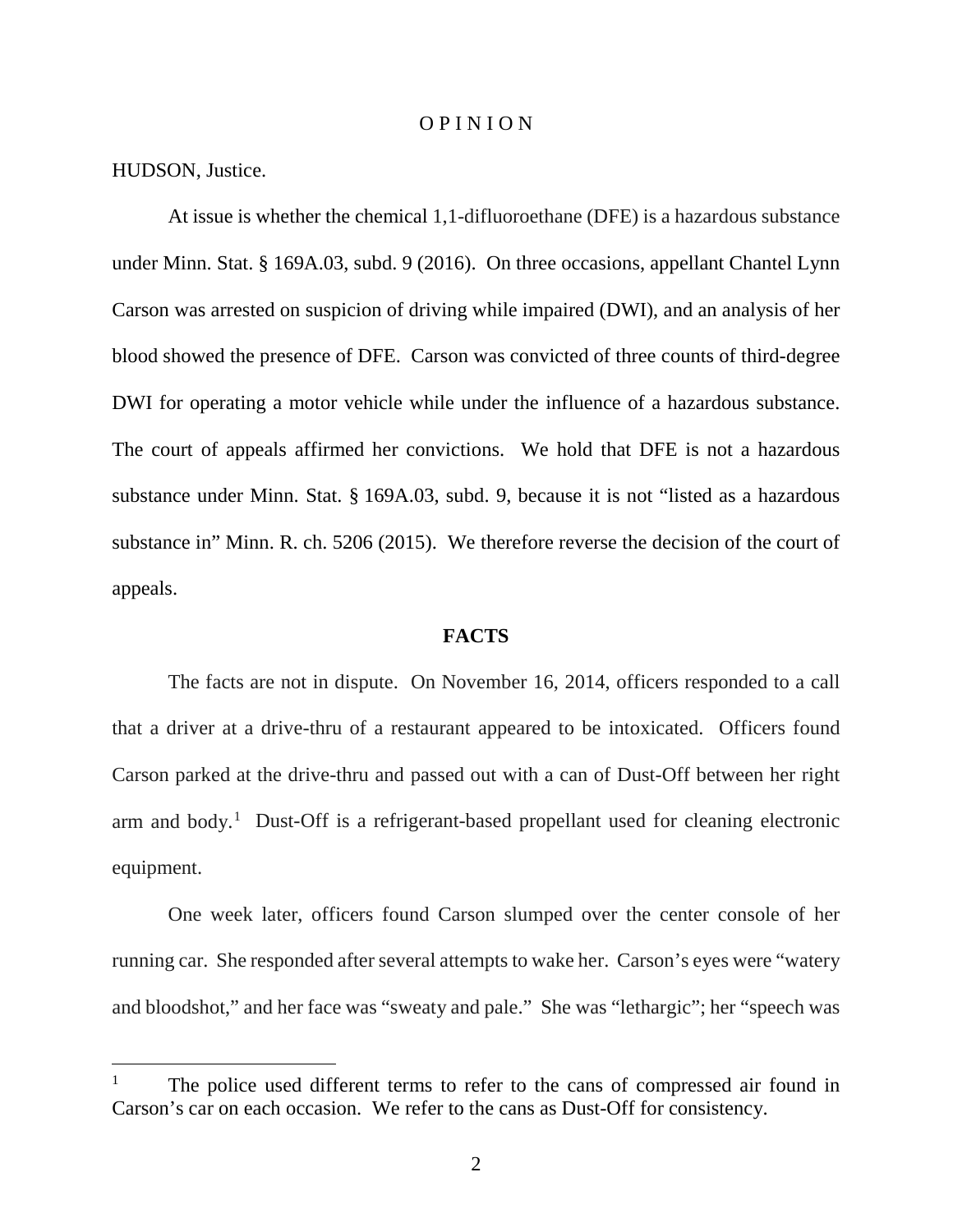# O P I N I O N

HUDSON, Justice.

At issue is whether the chemical 1,1-difluoroethane (DFE) is a hazardous substance under Minn. Stat. § 169A.03, subd. 9 (2016). On three occasions, appellant Chantel Lynn Carson was arrested on suspicion of driving while impaired (DWI), and an analysis of her blood showed the presence of DFE. Carson was convicted of three counts of third-degree DWI for operating a motor vehicle while under the influence of a hazardous substance. The court of appeals affirmed her convictions. We hold that DFE is not a hazardous substance under Minn. Stat. § 169A.03, subd. 9, because it is not "listed as a hazardous substance in" Minn. R. ch. 5206 (2015). We therefore reverse the decision of the court of appeals.

## FACTS

The facts are not in dispute. On November 16, 2014, officers responded to a call that a driver at a drive-thru of a restaurant appeared to be intoxicated. Officers found Carson parked at the drive-thru and passed out with a can of Dust-Off between her right arm and body.[1] Dust-Off is a refrigerant-based propellant used for cleaning electronic equipment.

One week later, officers found Carson slumped over the center console of her running car. She responded after several attempts to wake her. Carson's eyes were "watery and bloodshot," and her face was "sweaty and pale." She was "lethargic"; her "speech was

---

[1] The police used different terms to refer to the cans of compressed air found in Carson's car on each occasion. We refer to the cans as Dust-Off for consistency.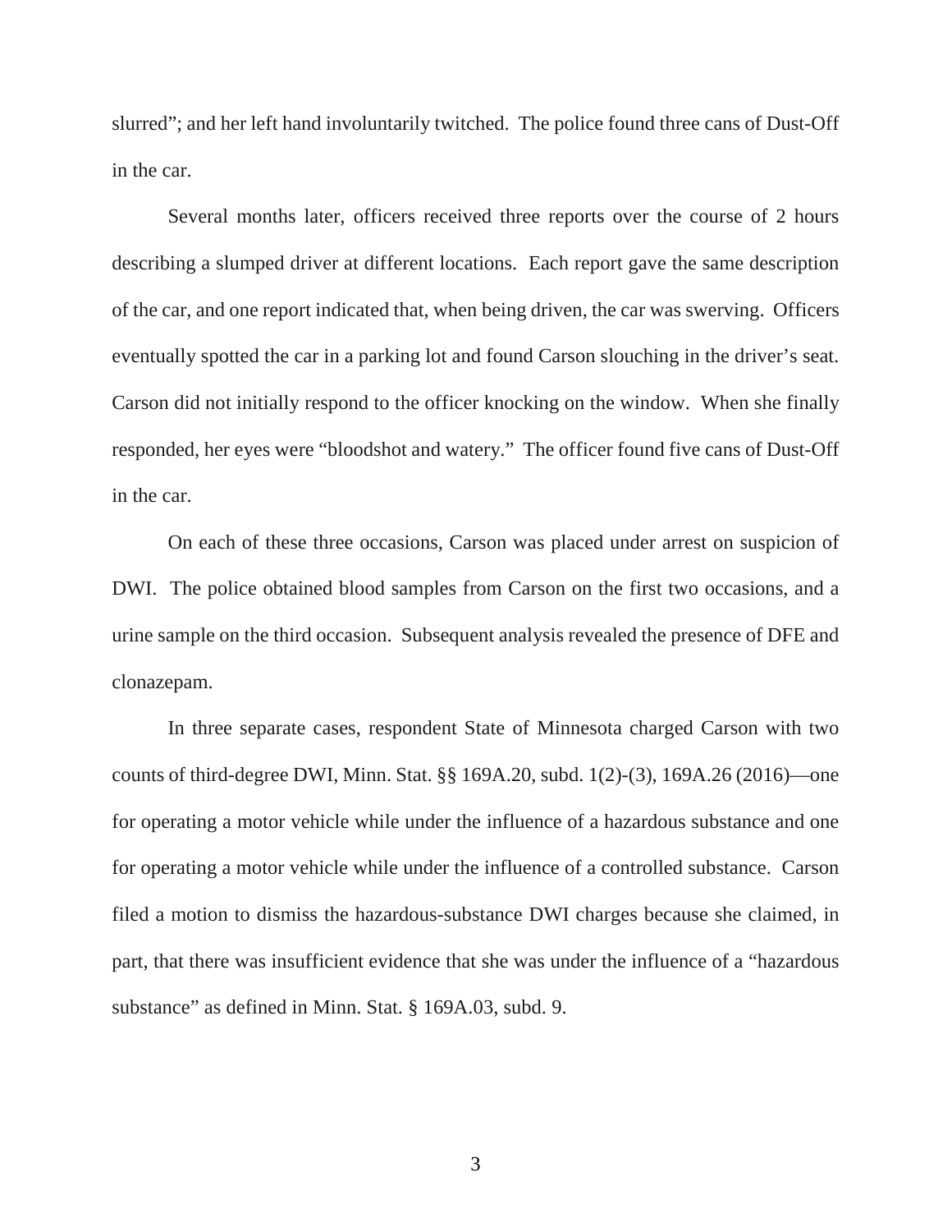slurred"; and her left hand involuntarily twitched. The police found three cans of Dust-Off in the car.

Several months later, officers received three reports over the course of 2 hours describing a slumped driver at different locations. Each report gave the same description of the car, and one report indicated that, when being driven, the car was swerving. Officers eventually spotted the car in a parking lot and found Carson slouching in the driver's seat. Carson did not initially respond to the officer knocking on the window. When she finally responded, her eyes were "bloodshot and watery." The officer found five cans of Dust-Off in the car.

On each of these three occasions, Carson was placed under arrest on suspicion of DWI. The police obtained blood samples from Carson on the first two occasions, and a urine sample on the third occasion. Subsequent analysis revealed the presence of DFE and clonazepam.

In three separate cases, respondent State of Minnesota charged Carson with two counts of third-degree DWI, Minn. Stat. §§ 169A.20, subd. 1(2)-(3), 169A.26 (2016)—one for operating a motor vehicle while under the influence of a hazardous substance and one for operating a motor vehicle while under the influence of a controlled substance. Carson filed a motion to dismiss the hazardous-substance DWI charges because she claimed, in part, that there was insufficient evidence that she was under the influence of a "hazardous substance" as defined in Minn. Stat. § 169A.03, subd. 9.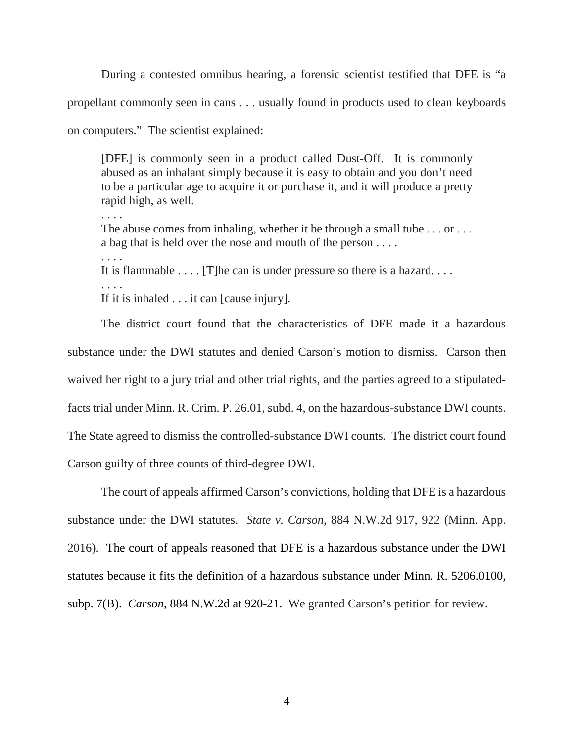During a contested omnibus hearing, a forensic scientist testified that DFE is "a propellant commonly seen in cans . . . usually found in products used to clean keyboards on computers." The scientist explained:

> [DFE] is commonly seen in a product called Dust-Off. It is commonly abused as an inhalant simply because it is easy to obtain and you don't need to be a particular age to acquire it or purchase it, and it will produce a pretty rapid high, as well.
>
> . . . .
>
> The abuse comes from inhaling, whether it be through a small tube . . . or . . . a bag that is held over the nose and mouth of the person . . . .
>
> . . . .
>
> It is flammable . . . . [T]he can is under pressure so there is a hazard. . . .
>
> . . . .
>
> If it is inhaled . . . it can [cause injury].

The district court found that the characteristics of DFE made it a hazardous substance under the DWI statutes and denied Carson's motion to dismiss. Carson then waived her right to a jury trial and other trial rights, and the parties agreed to a stipulated-facts trial under Minn. R. Crim. P. 26.01, subd. 4, on the hazardous-substance DWI counts. The State agreed to dismiss the controlled-substance DWI counts. The district court found Carson guilty of three counts of third-degree DWI.

The court of appeals affirmed Carson's convictions, holding that DFE is a hazardous substance under the DWI statutes. *State v. Carson*, 884 N.W.2d 917, 922 (Minn. App. 2016). The court of appeals reasoned that DFE is a hazardous substance under the DWI statutes because it fits the definition of a hazardous substance under Minn. R. 5206.0100, subp. 7(B). *Carson*, 884 N.W.2d at 920-21. We granted Carson's petition for review.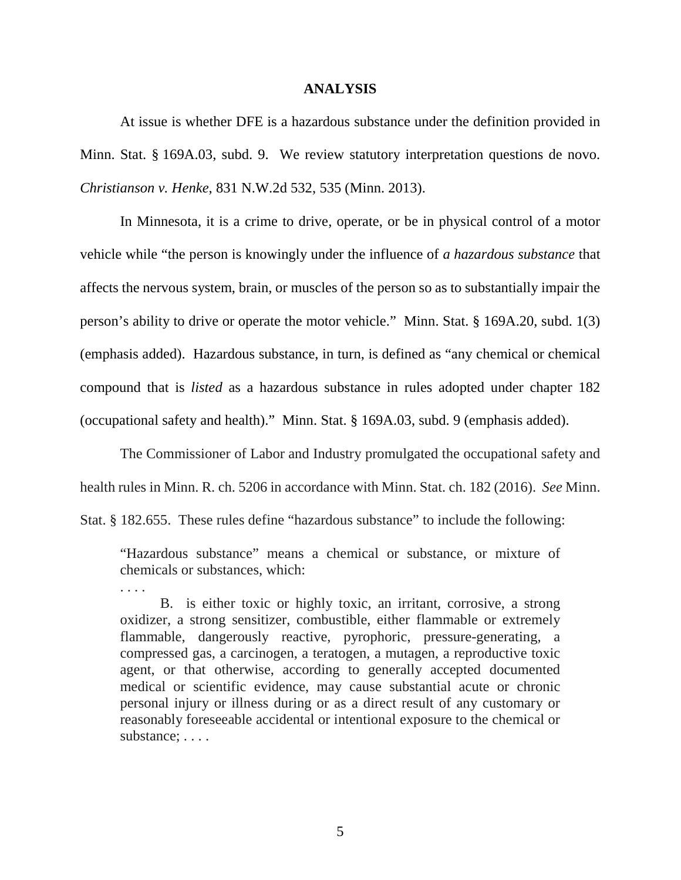## ANALYSIS

At issue is whether DFE is a hazardous substance under the definition provided in Minn. Stat. § 169A.03, subd. 9. We review statutory interpretation questions de novo. *Christianson v. Henke*, 831 N.W.2d 532, 535 (Minn. 2013).

In Minnesota, it is a crime to drive, operate, or be in physical control of a motor vehicle while "the person is knowingly under the influence of *a hazardous substance* that affects the nervous system, brain, or muscles of the person so as to substantially impair the person's ability to drive or operate the motor vehicle." Minn. Stat. § 169A.20, subd. 1(3) (emphasis added). Hazardous substance, in turn, is defined as "any chemical or chemical compound that is *listed* as a hazardous substance in rules adopted under chapter 182 (occupational safety and health)." Minn. Stat. § 169A.03, subd. 9 (emphasis added).

The Commissioner of Labor and Industry promulgated the occupational safety and health rules in Minn. R. ch. 5206 in accordance with Minn. Stat. ch. 182 (2016). *See* Minn. Stat. § 182.655. These rules define "hazardous substance" to include the following:

> "Hazardous substance" means a chemical or substance, or mixture of chemicals or substances, which:
>
> . . . .
>
> B. is either toxic or highly toxic, an irritant, corrosive, a strong oxidizer, a strong sensitizer, combustible, either flammable or extremely flammable, dangerously reactive, pyrophoric, pressure-generating, a compressed gas, a carcinogen, a teratogen, a mutagen, a reproductive toxic agent, or that otherwise, according to generally accepted documented medical or scientific evidence, may cause substantial acute or chronic personal injury or illness during or as a direct result of any customary or reasonably foreseeable accidental or intentional exposure to the chemical or substance; . . . .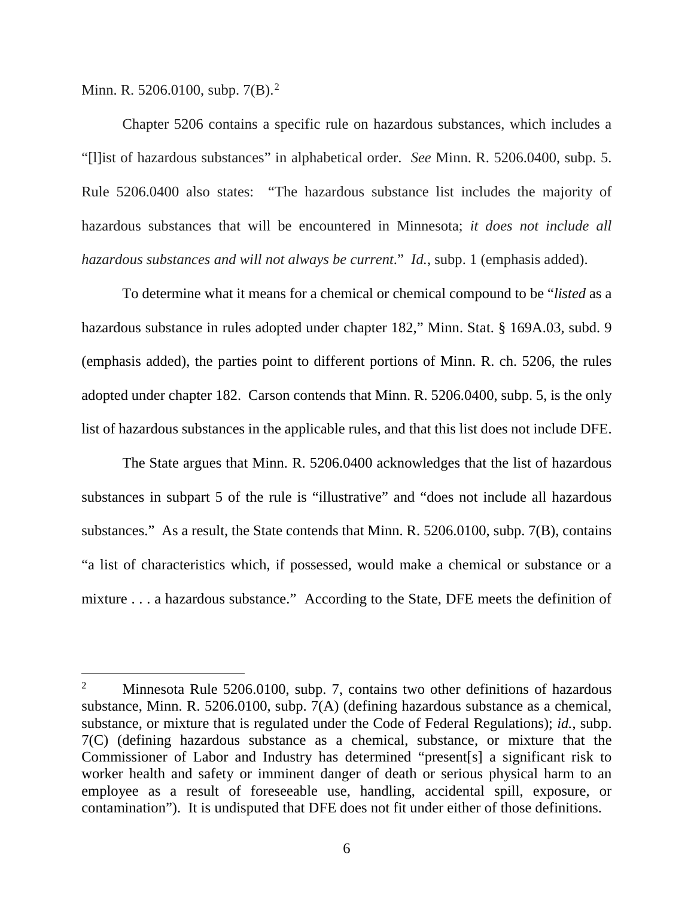Minn. R. 5206.0100, subp. 7(B).[2]

Chapter 5206 contains a specific rule on hazardous substances, which includes a "[l]ist of hazardous substances" in alphabetical order. *See* Minn. R. 5206.0400, subp. 5. Rule 5206.0400 also states: "The hazardous substance list includes the majority of hazardous substances that will be encountered in Minnesota; *it does not include all hazardous substances and will not always be current*." *Id.*, subp. 1 (emphasis added).

To determine what it means for a chemical or chemical compound to be "*listed* as a hazardous substance in rules adopted under chapter 182," Minn. Stat. § 169A.03, subd. 9 (emphasis added), the parties point to different portions of Minn. R. ch. 5206, the rules adopted under chapter 182. Carson contends that Minn. R. 5206.0400, subp. 5, is the only list of hazardous substances in the applicable rules, and that this list does not include DFE.

The State argues that Minn. R. 5206.0400 acknowledges that the list of hazardous substances in subpart 5 of the rule is "illustrative" and "does not include all hazardous substances." As a result, the State contends that Minn. R. 5206.0100, subp. 7(B), contains "a list of characteristics which, if possessed, would make a chemical or substance or a mixture . . . a hazardous substance." According to the State, DFE meets the definition of

---

[2] Minnesota Rule 5206.0100, subp. 7, contains two other definitions of hazardous substance, Minn. R. 5206.0100, subp. 7(A) (defining hazardous substance as a chemical, substance, or mixture that is regulated under the Code of Federal Regulations); *id.*, subp. 7(C) (defining hazardous substance as a chemical, substance, or mixture that the Commissioner of Labor and Industry has determined "present[s] a significant risk to worker health and safety or imminent danger of death or serious physical harm to an employee as a result of foreseeable use, handling, accidental spill, exposure, or contamination"). It is undisputed that DFE does not fit under either of those definitions.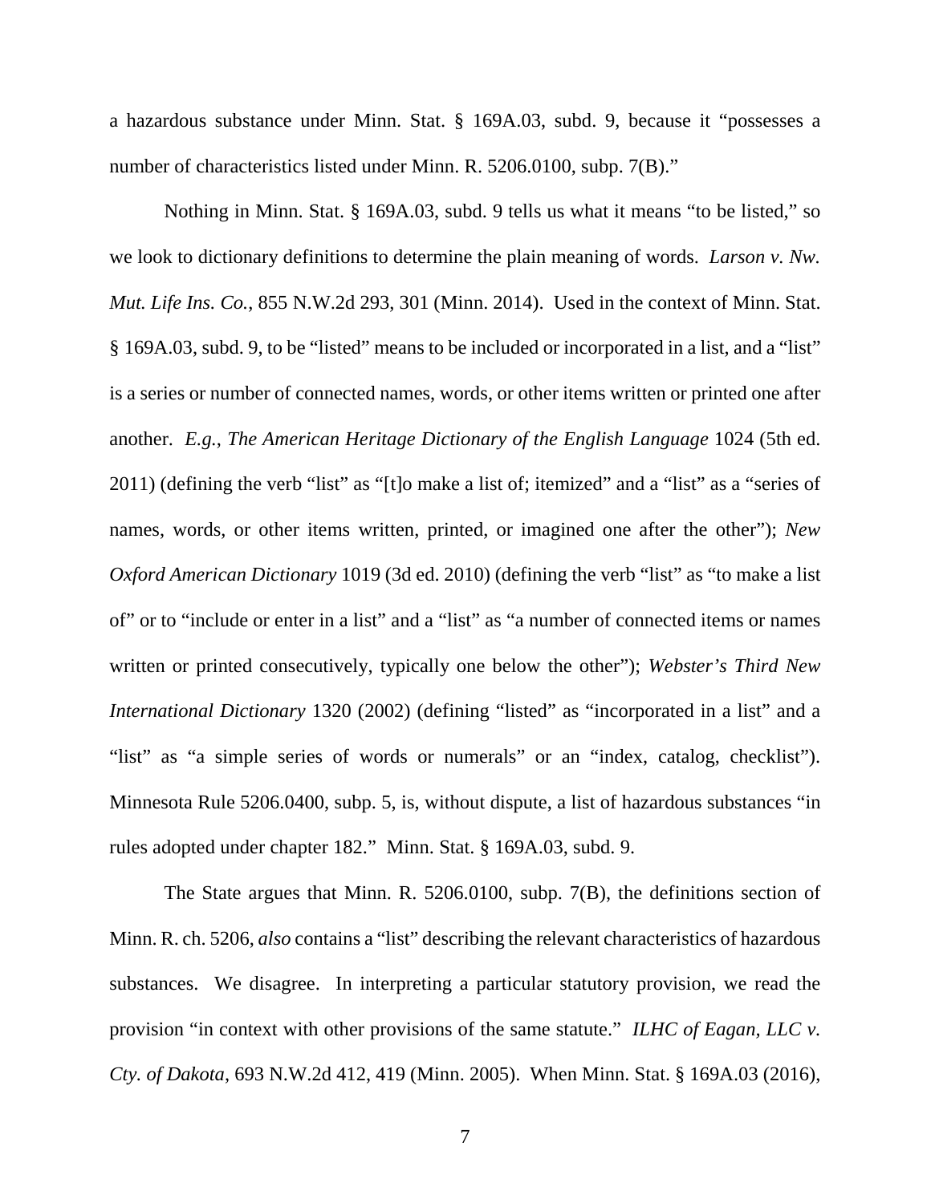a hazardous substance under Minn. Stat. § 169A.03, subd. 9, because it "possesses a number of characteristics listed under Minn. R. 5206.0100, subp. 7(B)."

Nothing in Minn. Stat. § 169A.03, subd. 9 tells us what it means "to be listed," so we look to dictionary definitions to determine the plain meaning of words. *Larson v. Nw. Mut. Life Ins. Co.*, 855 N.W.2d 293, 301 (Minn. 2014). Used in the context of Minn. Stat. § 169A.03, subd. 9, to be "listed" means to be included or incorporated in a list, and a "list" is a series or number of connected names, words, or other items written or printed one after another. *E.g.*, *The American Heritage Dictionary of the English Language* 1024 (5th ed. 2011) (defining the verb "list" as "[t]o make a list of; itemized" and a "list" as a "series of names, words, or other items written, printed, or imagined one after the other"); *New Oxford American Dictionary* 1019 (3d ed. 2010) (defining the verb "list" as "to make a list of" or to "include or enter in a list" and a "list" as "a number of connected items or names written or printed consecutively, typically one below the other"); *Webster's Third New International Dictionary* 1320 (2002) (defining "listed" as "incorporated in a list" and a "list" as "a simple series of words or numerals" or an "index, catalog, checklist"). Minnesota Rule 5206.0400, subp. 5, is, without dispute, a list of hazardous substances "in rules adopted under chapter 182." Minn. Stat. § 169A.03, subd. 9.

The State argues that Minn. R. 5206.0100, subp. 7(B), the definitions section of Minn. R. ch. 5206, *also* contains a "list" describing the relevant characteristics of hazardous substances. We disagree. In interpreting a particular statutory provision, we read the provision "in context with other provisions of the same statute." *ILHC of Eagan, LLC v. Cty. of Dakota*, 693 N.W.2d 412, 419 (Minn. 2005). When Minn. Stat. § 169A.03 (2016),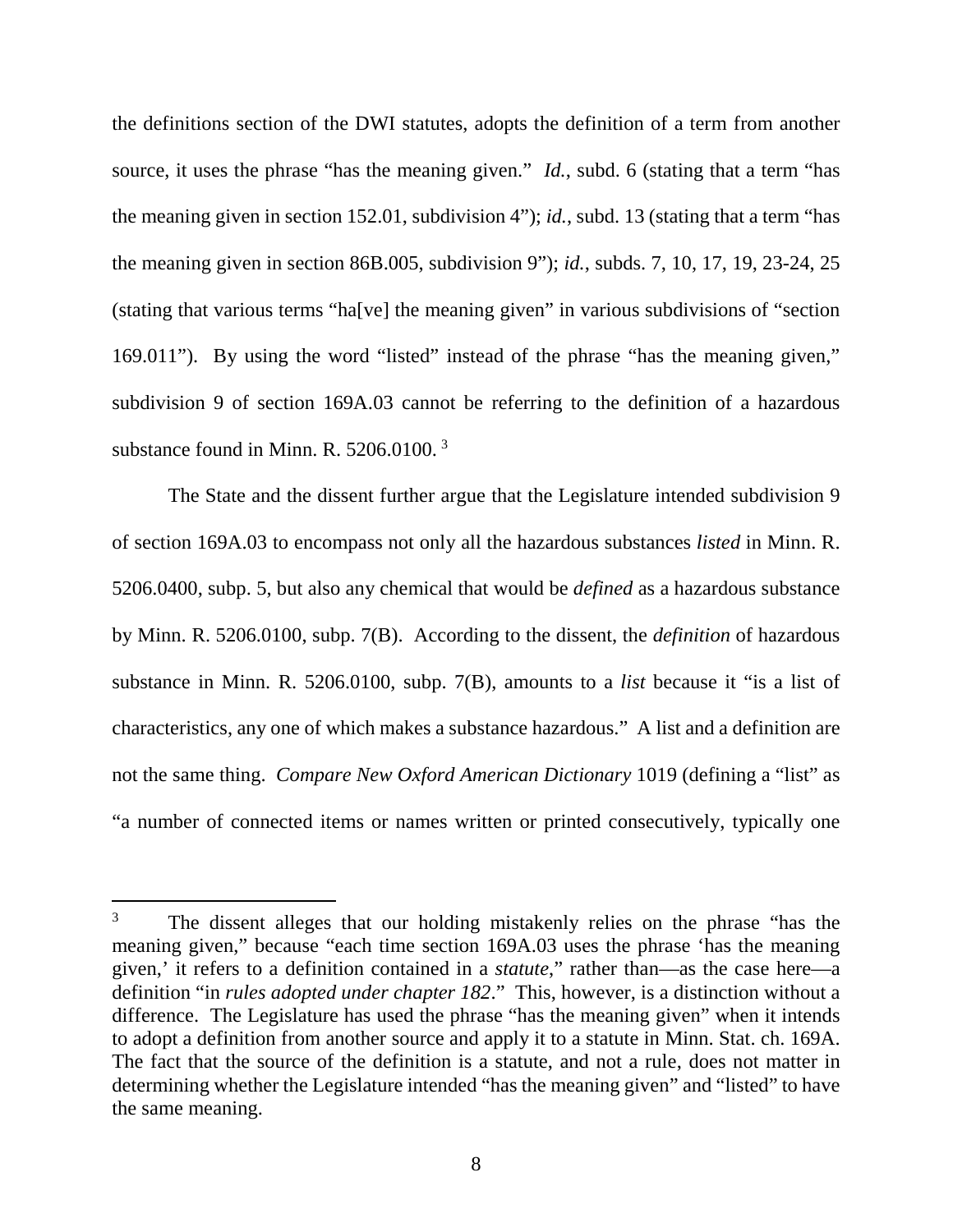the definitions section of the DWI statutes, adopts the definition of a term from another source, it uses the phrase "has the meaning given." *Id.*, subd. 6 (stating that a term "has the meaning given in section 152.01, subdivision 4"); *id.*, subd. 13 (stating that a term "has the meaning given in section 86B.005, subdivision 9"); *id.*, subds. 7, 10, 17, 19, 23-24, 25 (stating that various terms "ha[ve] the meaning given" in various subdivisions of "section 169.011"). By using the word "listed" instead of the phrase "has the meaning given," subdivision 9 of section 169A.03 cannot be referring to the definition of a hazardous substance found in Minn. R. 5206.0100. [3]

The State and the dissent further argue that the Legislature intended subdivision 9 of section 169A.03 to encompass not only all the hazardous substances *listed* in Minn. R. 5206.0400, subp. 5, but also any chemical that would be *defined* as a hazardous substance by Minn. R. 5206.0100, subp. 7(B). According to the dissent, the *definition* of hazardous substance in Minn. R. 5206.0100, subp. 7(B), amounts to a *list* because it "is a list of characteristics, any one of which makes a substance hazardous." A list and a definition are not the same thing. *Compare New Oxford American Dictionary* 1019 (defining a "list" as "a number of connected items or names written or printed consecutively, typically one

---

[3] The dissent alleges that our holding mistakenly relies on the phrase "has the meaning given," because "each time section 169A.03 uses the phrase 'has the meaning given,' it refers to a definition contained in a *statute*," rather than—as the case here—a definition "in *rules adopted under chapter 182*." This, however, is a distinction without a difference. The Legislature has used the phrase "has the meaning given" when it intends to adopt a definition from another source and apply it to a statute in Minn. Stat. ch. 169A. The fact that the source of the definition is a statute, and not a rule, does not matter in determining whether the Legislature intended "has the meaning given" and "listed" to have the same meaning.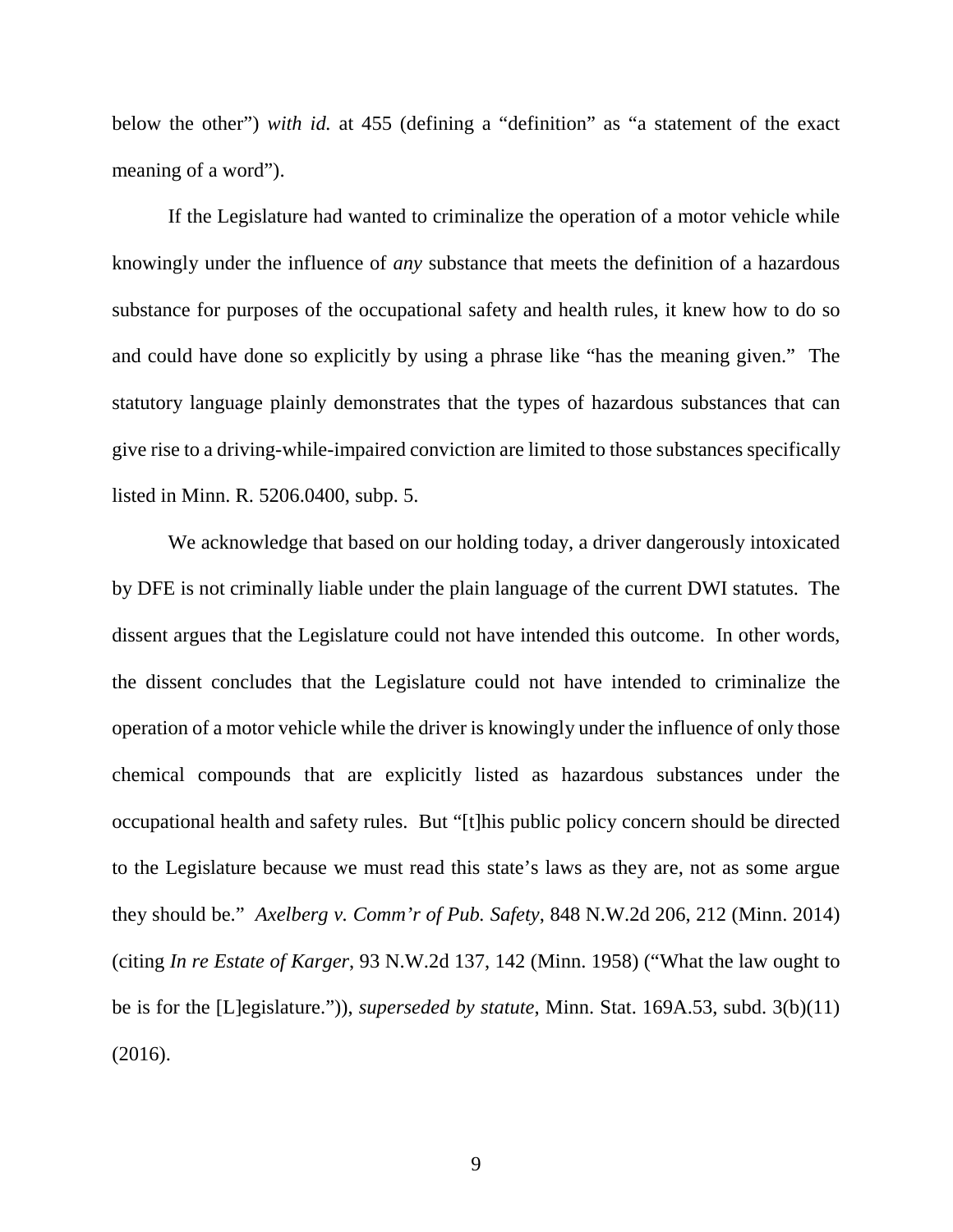below the other") *with id.* at 455 (defining a "definition" as "a statement of the exact meaning of a word").

If the Legislature had wanted to criminalize the operation of a motor vehicle while knowingly under the influence of *any* substance that meets the definition of a hazardous substance for purposes of the occupational safety and health rules, it knew how to do so and could have done so explicitly by using a phrase like "has the meaning given." The statutory language plainly demonstrates that the types of hazardous substances that can give rise to a driving-while-impaired conviction are limited to those substances specifically listed in Minn. R. 5206.0400, subp. 5.

We acknowledge that based on our holding today, a driver dangerously intoxicated by DFE is not criminally liable under the plain language of the current DWI statutes. The dissent argues that the Legislature could not have intended this outcome. In other words, the dissent concludes that the Legislature could not have intended to criminalize the operation of a motor vehicle while the driver is knowingly under the influence of only those chemical compounds that are explicitly listed as hazardous substances under the occupational health and safety rules. But "[t]his public policy concern should be directed to the Legislature because we must read this state's laws as they are, not as some argue they should be." *Axelberg v. Comm'r of Pub. Safety*, 848 N.W.2d 206, 212 (Minn. 2014) (citing *In re Estate of Karger*, 93 N.W.2d 137, 142 (Minn. 1958) ("What the law ought to be is for the [L]egislature.")), *superseded by statute*, Minn. Stat. 169A.53, subd. 3(b)(11) (2016).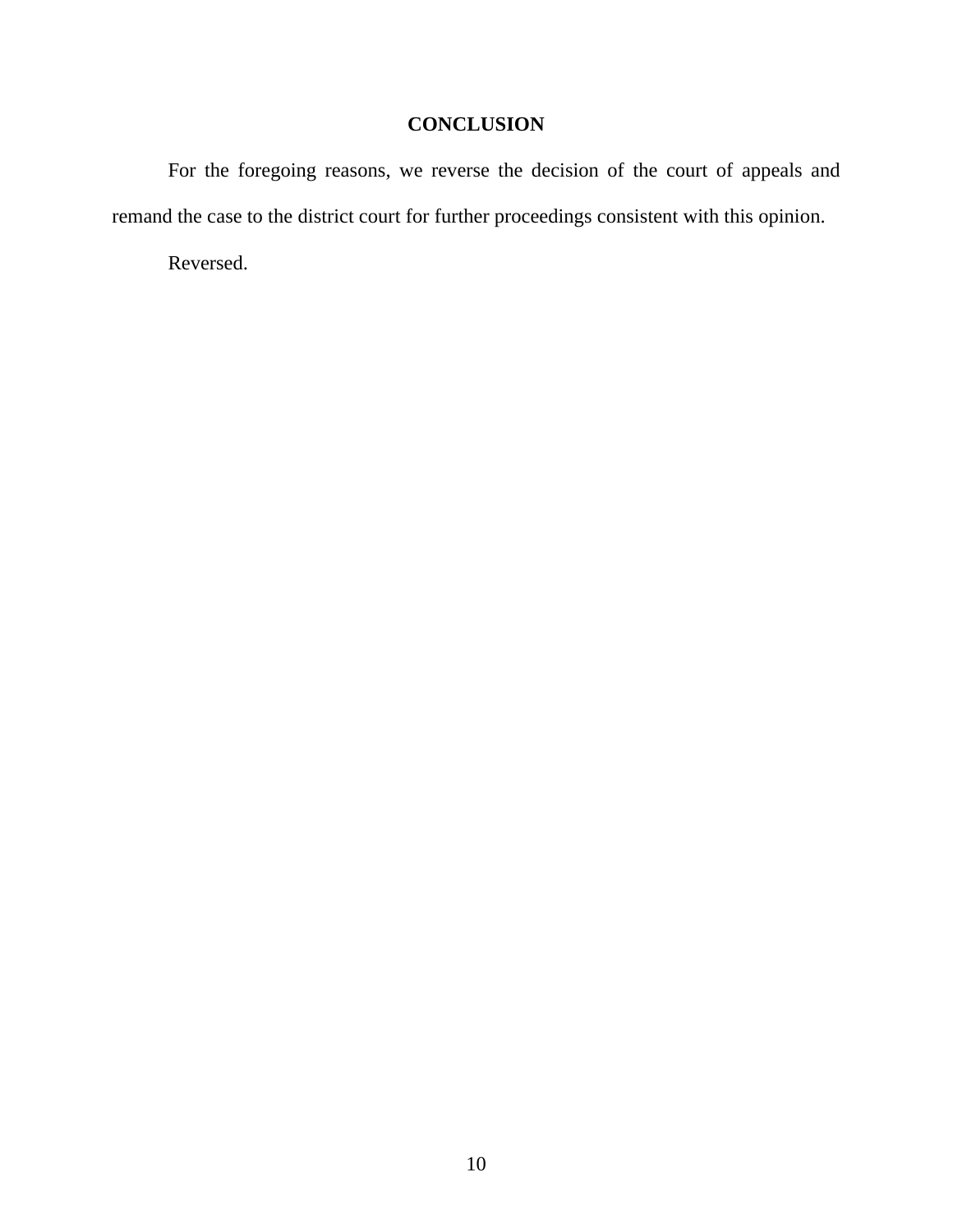**CONCLUSION**

For the foregoing reasons, we reverse the decision of the court of appeals and remand the case to the district court for further proceedings consistent with this opinion.

Reversed.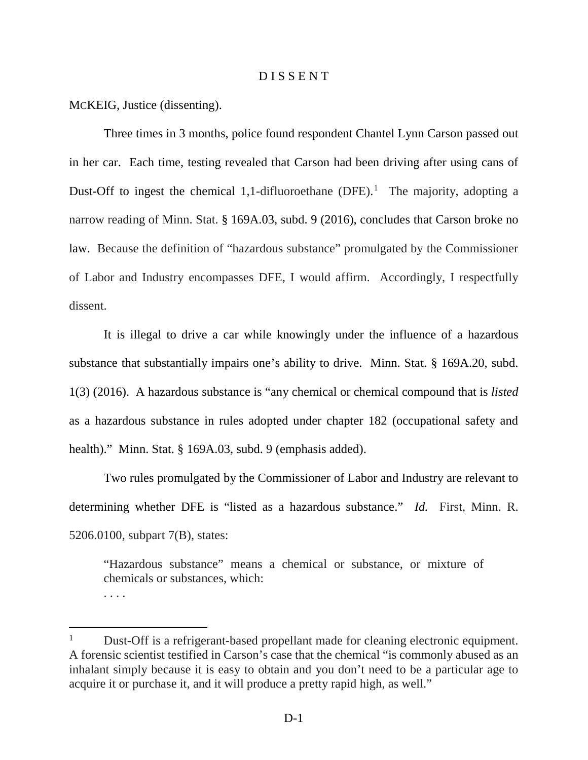# DISSENT

MCKEIG, Justice (dissenting).

Three times in 3 months, police found respondent Chantel Lynn Carson passed out in her car. Each time, testing revealed that Carson had been driving after using cans of Dust-Off to ingest the chemical 1,1-difluoroethane (DFE).[1] The majority, adopting a narrow reading of Minn. Stat. § 169A.03, subd. 9 (2016), concludes that Carson broke no law. Because the definition of "hazardous substance" promulgated by the Commissioner of Labor and Industry encompasses DFE, I would affirm. Accordingly, I respectfully dissent.

It is illegal to drive a car while knowingly under the influence of a hazardous substance that substantially impairs one's ability to drive. Minn. Stat. § 169A.20, subd. 1(3) (2016). A hazardous substance is "any chemical or chemical compound that is *listed* as a hazardous substance in rules adopted under chapter 182 (occupational safety and health)." Minn. Stat. § 169A.03, subd. 9 (emphasis added).

Two rules promulgated by the Commissioner of Labor and Industry are relevant to determining whether DFE is "listed as a hazardous substance." *Id.* First, Minn. R. 5206.0100, subpart 7(B), states:

> "Hazardous substance" means a chemical or substance, or mixture of chemicals or substances, which:
>
> . . . .

[1] Dust-Off is a refrigerant-based propellant made for cleaning electronic equipment. A forensic scientist testified in Carson's case that the chemical "is commonly abused as an inhalant simply because it is easy to obtain and you don't need to be a particular age to acquire it or purchase it, and it will produce a pretty rapid high, as well."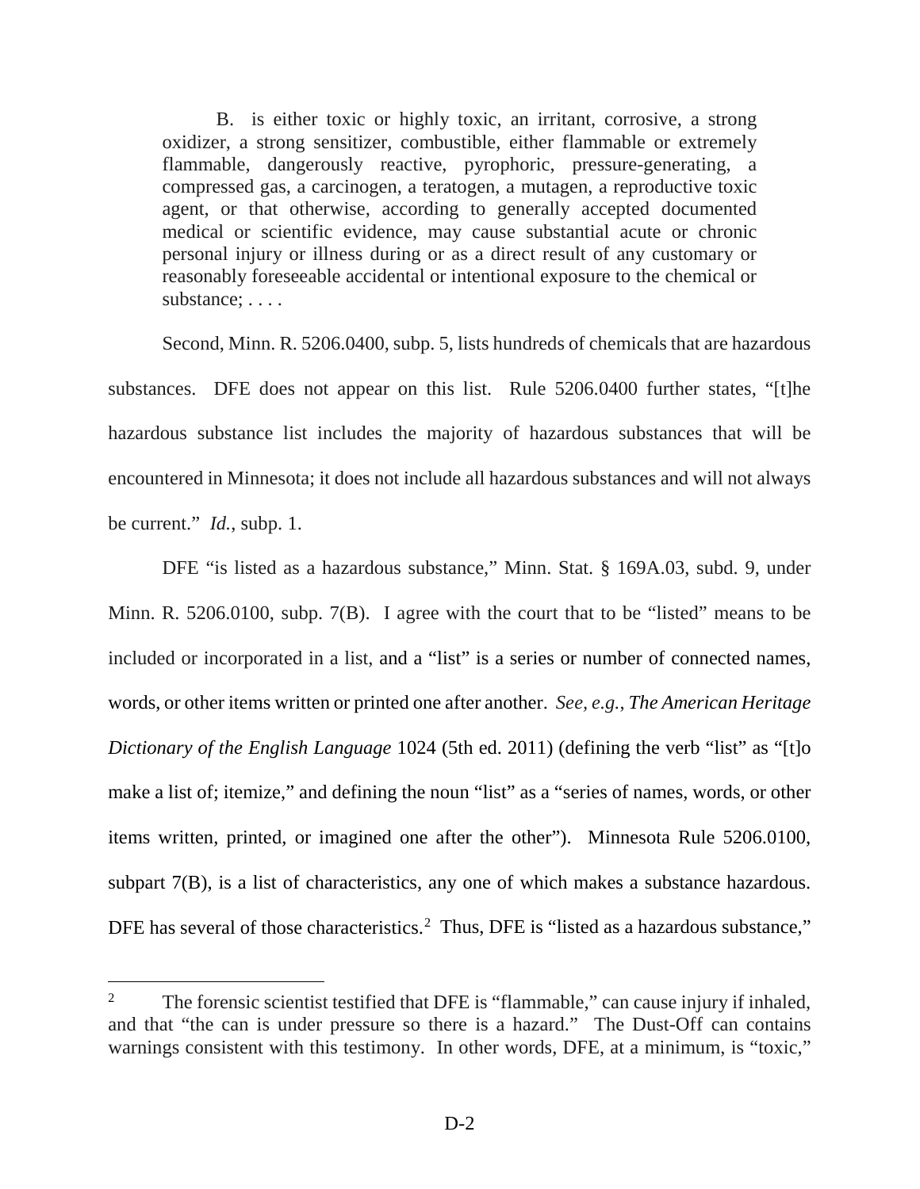> B. is either toxic or highly toxic, an irritant, corrosive, a strong oxidizer, a strong sensitizer, combustible, either flammable or extremely flammable, dangerously reactive, pyrophoric, pressure-generating, a compressed gas, a carcinogen, a teratogen, a mutagen, a reproductive toxic agent, or that otherwise, according to generally accepted documented medical or scientific evidence, may cause substantial acute or chronic personal injury or illness during or as a direct result of any customary or reasonably foreseeable accidental or intentional exposure to the chemical or substance; . . . .

Second, Minn. R. 5206.0400, subp. 5, lists hundreds of chemicals that are hazardous substances. DFE does not appear on this list. Rule 5206.0400 further states, "[t]he hazardous substance list includes the majority of hazardous substances that will be encountered in Minnesota; it does not include all hazardous substances and will not always be current." *Id.*, subp. 1.

DFE "is listed as a hazardous substance," Minn. Stat. § 169A.03, subd. 9, under Minn. R. 5206.0100, subp. 7(B). I agree with the court that to be "listed" means to be included or incorporated in a list, and a "list" is a series or number of connected names, words, or other items written or printed one after another. *See, e.g.*, *The American Heritage Dictionary of the English Language* 1024 (5th ed. 2011) (defining the verb "list" as "[t]o make a list of; itemize," and defining the noun "list" as a "series of names, words, or other items written, printed, or imagined one after the other"). Minnesota Rule 5206.0100, subpart 7(B), is a list of characteristics, any one of which makes a substance hazardous. DFE has several of those characteristics.[2] Thus, DFE is "listed as a hazardous substance,"

---

[2] The forensic scientist testified that DFE is "flammable," can cause injury if inhaled, and that "the can is under pressure so there is a hazard." The Dust-Off can contains warnings consistent with this testimony. In other words, DFE, at a minimum, is "toxic,"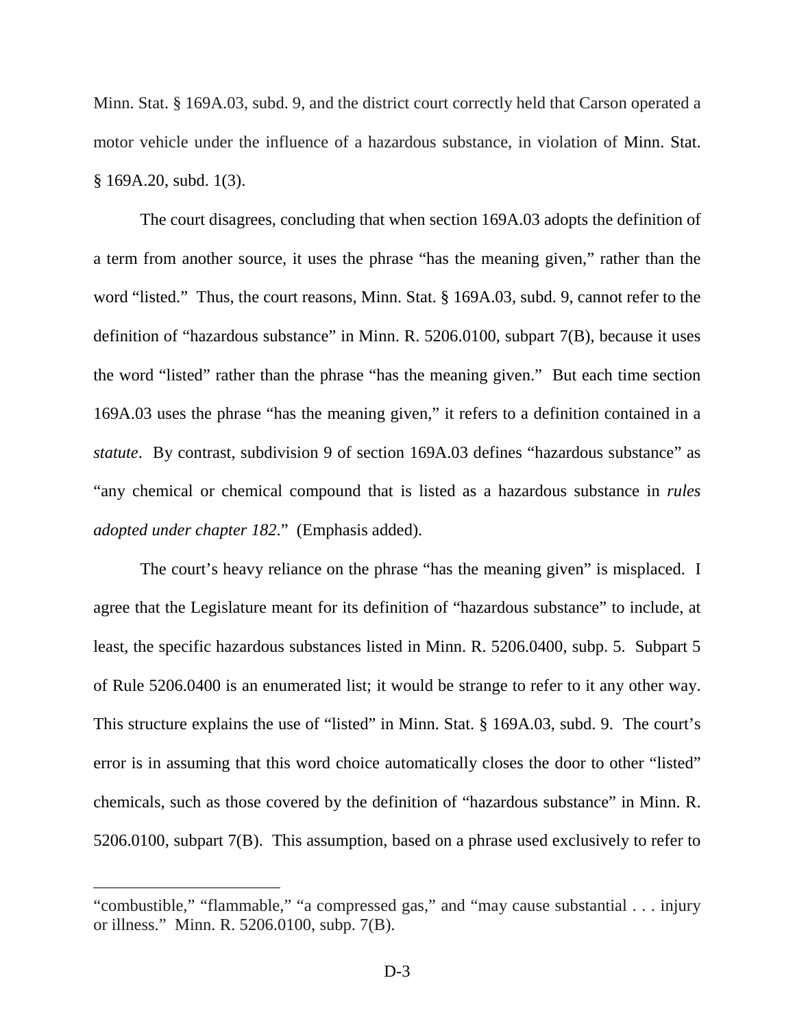Minn. Stat. § 169A.03, subd. 9, and the district court correctly held that Carson operated a motor vehicle under the influence of a hazardous substance, in violation of Minn. Stat. § 169A.20, subd. 1(3).

The court disagrees, concluding that when section 169A.03 adopts the definition of a term from another source, it uses the phrase "has the meaning given," rather than the word "listed." Thus, the court reasons, Minn. Stat. § 169A.03, subd. 9, cannot refer to the definition of "hazardous substance" in Minn. R. 5206.0100, subpart 7(B), because it uses the word "listed" rather than the phrase "has the meaning given." But each time section 169A.03 uses the phrase "has the meaning given," it refers to a definition contained in a *statute*. By contrast, subdivision 9 of section 169A.03 defines "hazardous substance" as "any chemical or chemical compound that is listed as a hazardous substance in *rules adopted under chapter 182*." (Emphasis added).

The court's heavy reliance on the phrase "has the meaning given" is misplaced. I agree that the Legislature meant for its definition of "hazardous substance" to include, at least, the specific hazardous substances listed in Minn. R. 5206.0400, subp. 5. Subpart 5 of Rule 5206.0400 is an enumerated list; it would be strange to refer to it any other way. This structure explains the use of "listed" in Minn. Stat. § 169A.03, subd. 9. The court's error is in assuming that this word choice automatically closes the door to other "listed" chemicals, such as those covered by the definition of "hazardous substance" in Minn. R. 5206.0100, subpart 7(B). This assumption, based on a phrase used exclusively to refer to

---

"combustible," "flammable," "a compressed gas," and "may cause substantial . . . injury or illness." Minn. R. 5206.0100, subp. 7(B).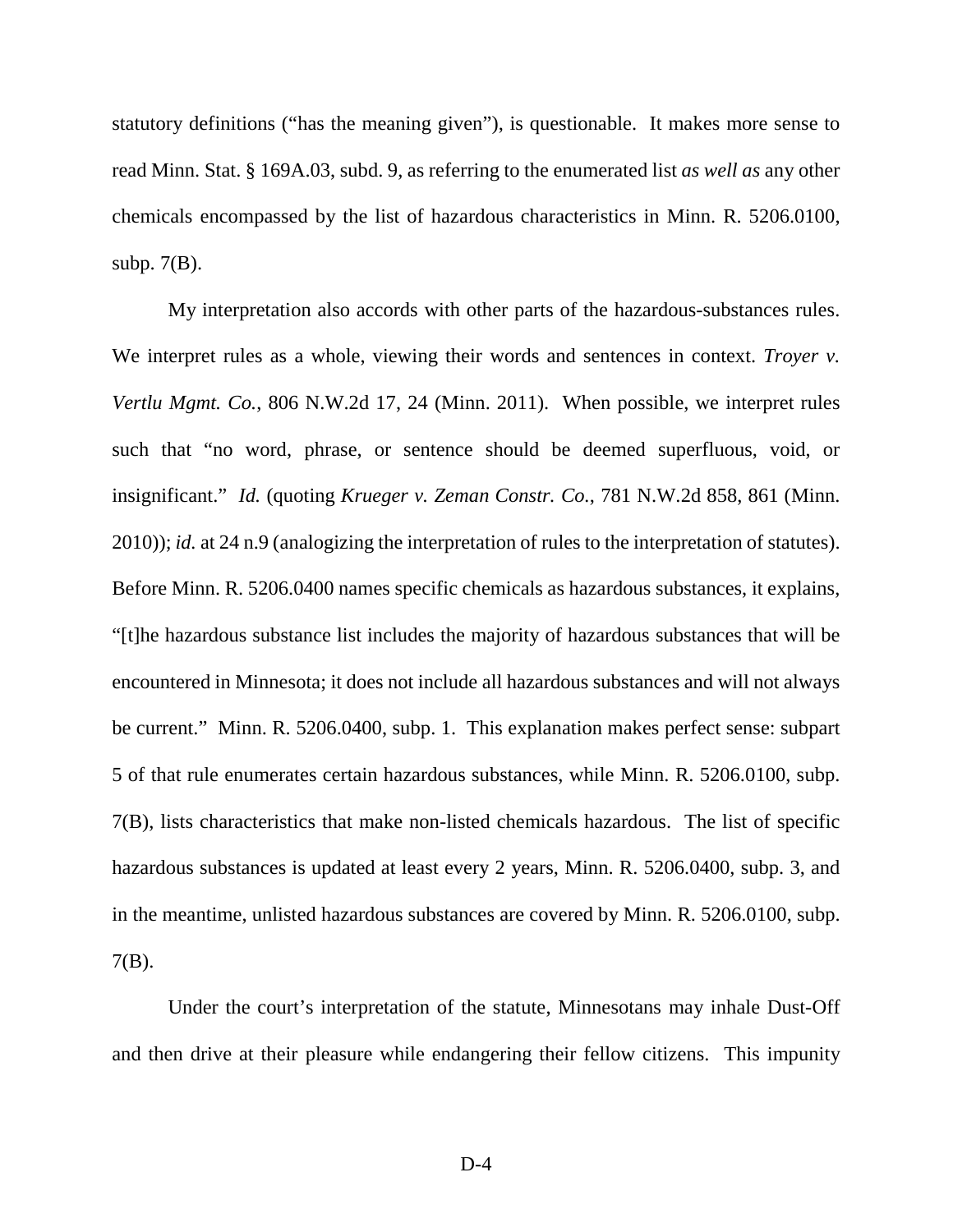statutory definitions ("has the meaning given"), is questionable. It makes more sense to read Minn. Stat. § 169A.03, subd. 9, as referring to the enumerated list *as well as* any other chemicals encompassed by the list of hazardous characteristics in Minn. R. 5206.0100, subp. 7(B).

My interpretation also accords with other parts of the hazardous-substances rules. We interpret rules as a whole, viewing their words and sentences in context. *Troyer v. Vertlu Mgmt. Co.*, 806 N.W.2d 17, 24 (Minn. 2011). When possible, we interpret rules such that "no word, phrase, or sentence should be deemed superfluous, void, or insignificant." *Id.* (quoting *Krueger v. Zeman Constr. Co.*, 781 N.W.2d 858, 861 (Minn. 2010)); *id.* at 24 n.9 (analogizing the interpretation of rules to the interpretation of statutes). Before Minn. R. 5206.0400 names specific chemicals as hazardous substances, it explains, "[t]he hazardous substance list includes the majority of hazardous substances that will be encountered in Minnesota; it does not include all hazardous substances and will not always be current." Minn. R. 5206.0400, subp. 1. This explanation makes perfect sense: subpart 5 of that rule enumerates certain hazardous substances, while Minn. R. 5206.0100, subp. 7(B), lists characteristics that make non-listed chemicals hazardous. The list of specific hazardous substances is updated at least every 2 years, Minn. R. 5206.0400, subp. 3, and in the meantime, unlisted hazardous substances are covered by Minn. R. 5206.0100, subp. 7(B).

Under the court's interpretation of the statute, Minnesotans may inhale Dust-Off and then drive at their pleasure while endangering their fellow citizens. This impunity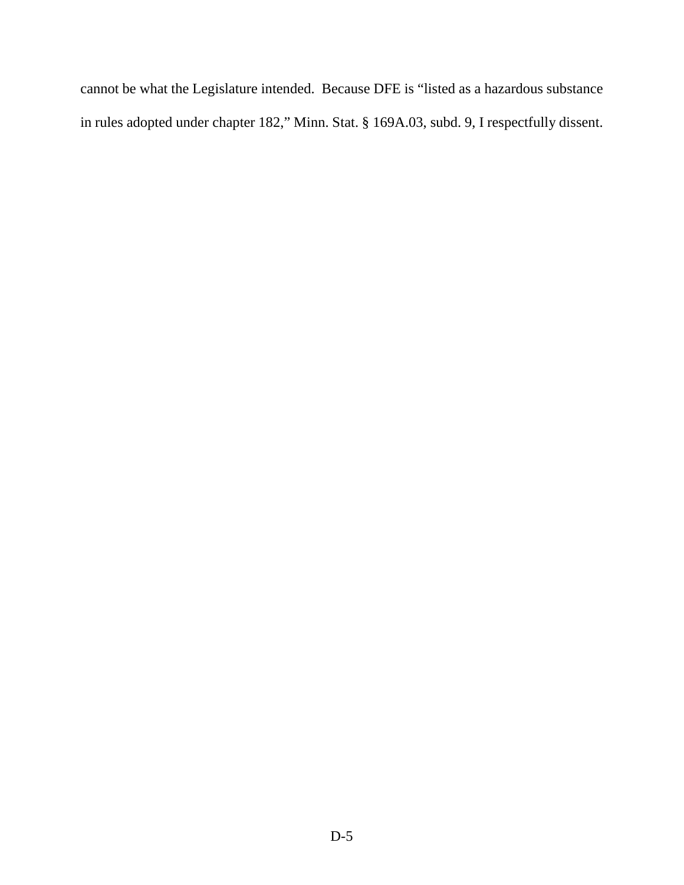cannot be what the Legislature intended. Because DFE is "listed as a hazardous substance in rules adopted under chapter 182," Minn. Stat. § 169A.03, subd. 9, I respectfully dissent.